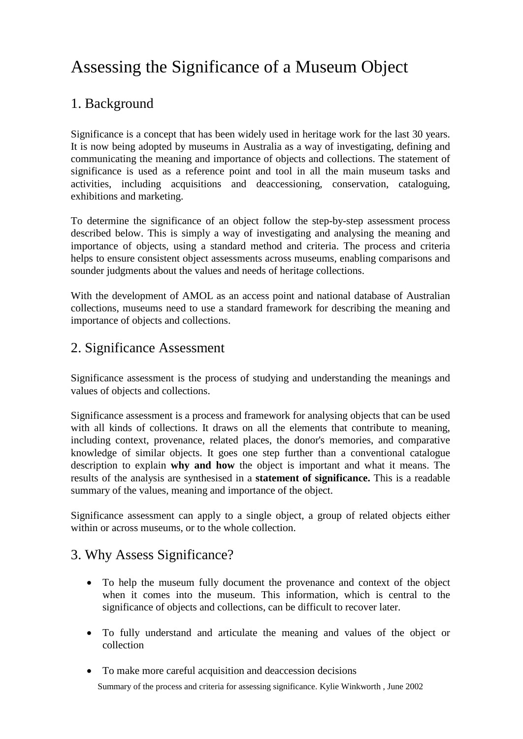# Assessing the Significance of a Museum Object

## 1. Background

Significance is a concept that has been widely used in heritage work for the last 30 years. It is now being adopted by museums in Australia as a way of investigating, defining and communicating the meaning and importance of objects and collections. The statement of significance is used as a reference point and tool in all the main museum tasks and activities, including acquisitions and deaccessioning, conservation, cataloguing, exhibitions and marketing.

To determine the significance of an object follow the step-by-step assessment process described below. This is simply a way of investigating and analysing the meaning and importance of objects, using a standard method and criteria. The process and criteria helps to ensure consistent object assessments across museums, enabling comparisons and sounder judgments about the values and needs of heritage collections.

With the development of AMOL as an access point and national database of Australian collections, museums need to use a standard framework for describing the meaning and importance of objects and collections.

## 2. Significance Assessment

Significance assessment is the process of studying and understanding the meanings and values of objects and collections.

Significance assessment is a process and framework for analysing objects that can be used with all kinds of collections. It draws on all the elements that contribute to meaning, including context, provenance, related places, the donor's memories, and comparative knowledge of similar objects. It goes one step further than a conventional catalogue description to explain **why and how** the object is important and what it means. The results of the analysis are synthesised in a **statement of significance.** This is a readable summary of the values, meaning and importance of the object.

Significance assessment can apply to a single object, a group of related objects either within or across museums, or to the whole collection.

## 3. Why Assess Significance?

- To help the museum fully document the provenance and context of the object when it comes into the museum. This information, which is central to the significance of objects and collections, can be difficult to recover later.
- To fully understand and articulate the meaning and values of the object or collection
- To make more careful acquisition and deaccession decisions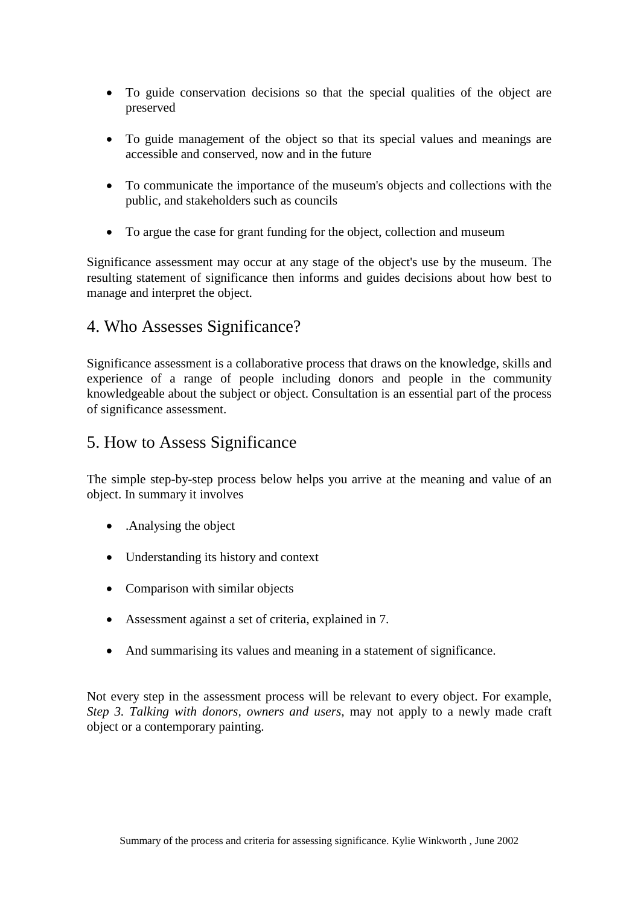- To guide conservation decisions so that the special qualities of the object are preserved

- To guide management of the object so that its special values and meanings are accessible and conserved, now and in the future

- To communicate the importance of the museum's objects and collections with the public, and stakeholders such as councils

- To argue the case for grant funding for the object, collection and museum

Significance assessment may occur at any stage of the object's use by the museum. The resulting statement of significance then informs and guides decisions about how best to manage and interpret the object.

## 4. Who Assesses Significance?

Significance assessment is a collaborative process that draws on the knowledge, skills and experience of a range of people including donors and people in the community knowledgeable about the subject or object. Consultation is an essential part of the process of significance assessment.

## 5. How to Assess Significance

The simple step-by-step process below helps you arrive at the meaning and value of an object. In summary it involves

- .Analysing the object

- Understanding its history and context

- Comparison with similar objects

- Assessment against a set of criteria, explained in 7.

- And summarising its values and meaning in a statement of significance.

Not every step in the assessment process will be relevant to every object. For example, *Step 3. Talking with donors, owners and users*, may not apply to a newly made craft object or a contemporary painting.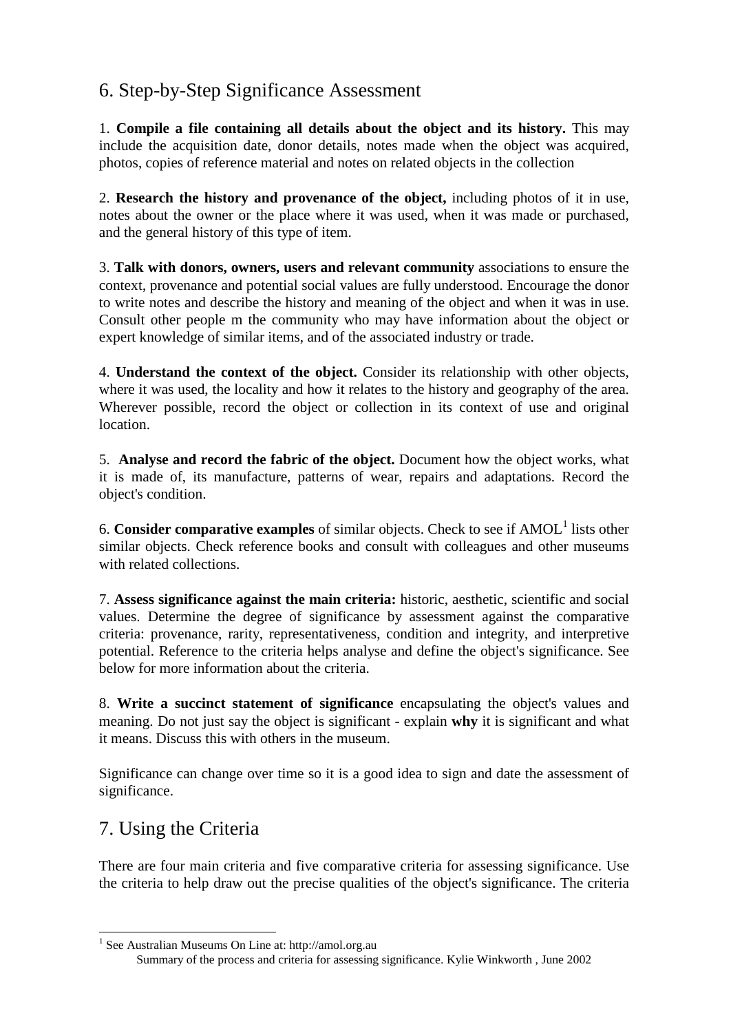## 6. Step-by-Step Significance Assessment

1. **Compile a file containing all details about the object and its history.** This may include the acquisition date, donor details, notes made when the object was acquired, photos, copies of reference material and notes on related objects in the collection

2. **Research the history and provenance of the object,** including photos of it in use, notes about the owner or the place where it was used, when it was made or purchased, and the general history of this type of item.

3. **Talk with donors, owners, users and relevant community** associations to ensure the context, provenance and potential social values are fully understood. Encourage the donor to write notes and describe the history and meaning of the object and when it was in use. Consult other people m the community who may have information about the object or expert knowledge of similar items, and of the associated industry or trade.

4. **Understand the context of the object.** Consider its relationship with other objects, where it was used, the locality and how it relates to the history and geography of the area. Wherever possible, record the object or collection in its context of use and original location.

5. **Analyse and record the fabric of the object.** Document how the object works, what it is made of, its manufacture, patterns of wear, repairs and adaptations. Record the object's condition.

6. **Consider comparative examples** of similar objects. Check to see if AMOL[1] lists other similar objects. Check reference books and consult with colleagues and other museums with related collections.

7. **Assess significance against the main criteria:** historic, aesthetic, scientific and social values. Determine the degree of significance by assessment against the comparative criteria: provenance, rarity, representativeness, condition and integrity, and interpretive potential. Reference to the criteria helps analyse and define the object's significance. See below for more information about the criteria.

8. **Write a succinct statement of significance** encapsulating the object's values and meaning. Do not just say the object is significant - explain **why** it is significant and what it means. Discuss this with others in the museum.

Significance can change over time so it is a good idea to sign and date the assessment of significance.

## 7. Using the Criteria

There are four main criteria and five comparative criteria for assessing significance. Use the criteria to help draw out the precise qualities of the object's significance. The criteria

[1] See Australian Museums On Line at: http://amol.org.au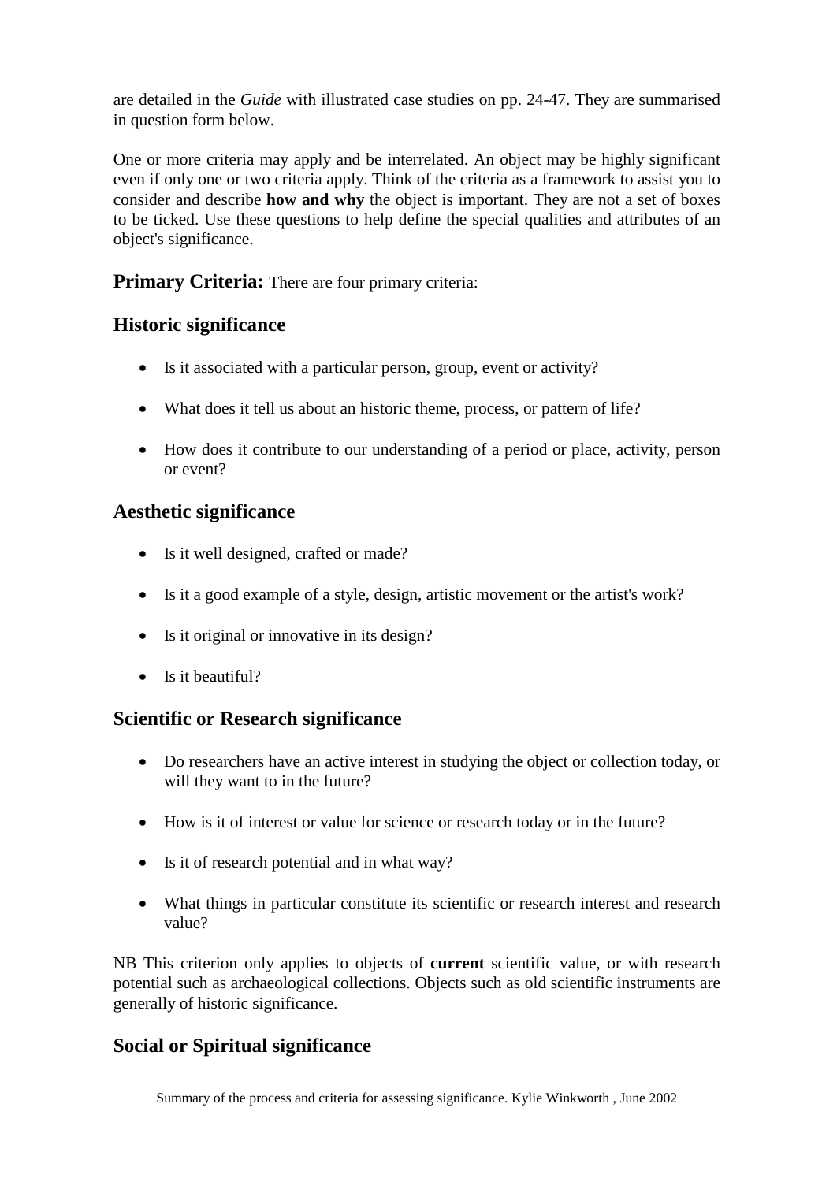are detailed in the *Guide* with illustrated case studies on pp. 24-47. They are summarised in question form below.

One or more criteria may apply and be interrelated. An object may be highly significant even if only one or two criteria apply. Think of the criteria as a framework to assist you to consider and describe **how and why** the object is important. They are not a set of boxes to be ticked. Use these questions to help define the special qualities and attributes of an object's significance.

**Primary Criteria:** There are four primary criteria:

## Historic significance

- Is it associated with a particular person, group, event or activity?
- What does it tell us about an historic theme, process, or pattern of life?
- How does it contribute to our understanding of a period or place, activity, person or event?

## Aesthetic significance

- Is it well designed, crafted or made?
- Is it a good example of a style, design, artistic movement or the artist's work?
- Is it original or innovative in its design?
- Is it beautiful?

## Scientific or Research significance

- Do researchers have an active interest in studying the object or collection today, or will they want to in the future?
- How is it of interest or value for science or research today or in the future?
- Is it of research potential and in what way?
- What things in particular constitute its scientific or research interest and research value?

NB This criterion only applies to objects of **current** scientific value, or with research potential such as archaeological collections. Objects such as old scientific instruments are generally of historic significance.

## Social or Spiritual significance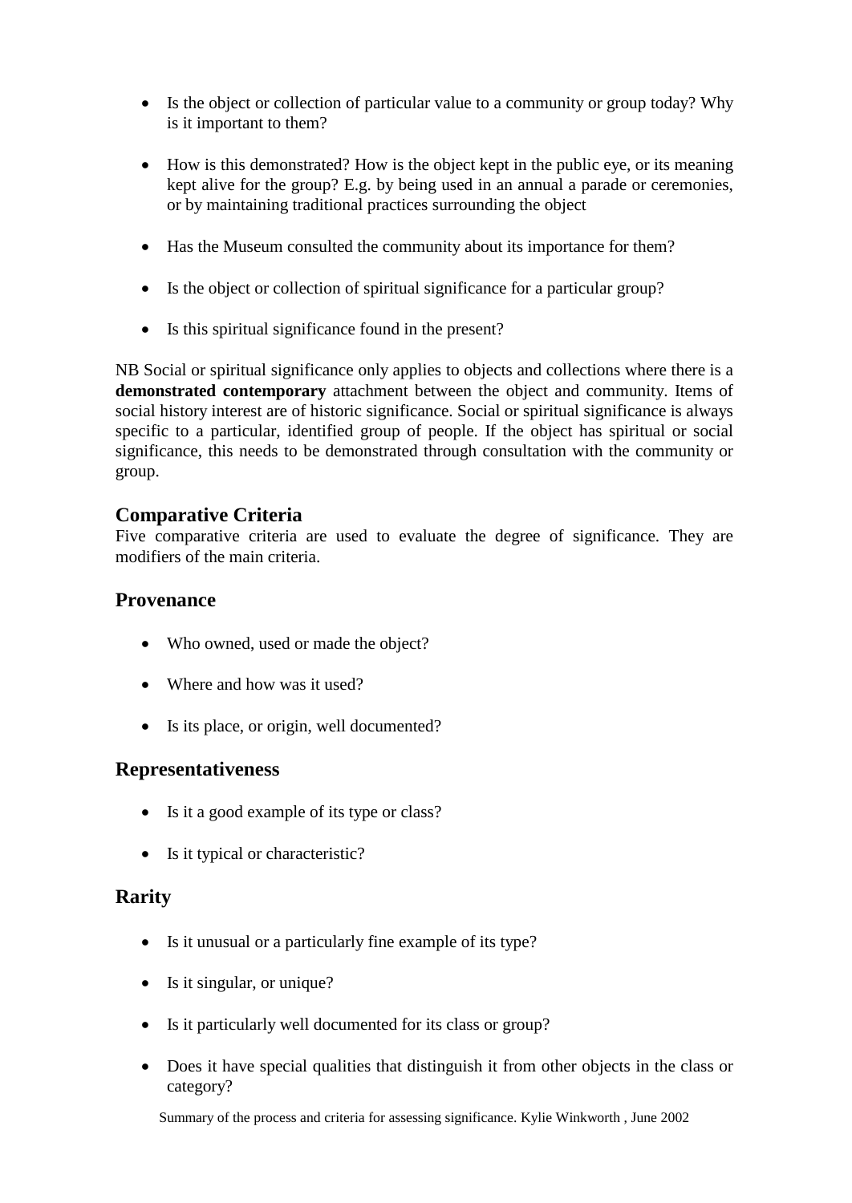- Is the object or collection of particular value to a community or group today? Why is it important to them?

- How is this demonstrated? How is the object kept in the public eye, or its meaning kept alive for the group? E.g. by being used in an annual a parade or ceremonies, or by maintaining traditional practices surrounding the object

- Has the Museum consulted the community about its importance for them?

- Is the object or collection of spiritual significance for a particular group?

- Is this spiritual significance found in the present?

NB Social or spiritual significance only applies to objects and collections where there is a **demonstrated contemporary** attachment between the object and community. Items of social history interest are of historic significance. Social or spiritual significance is always specific to a particular, identified group of people. If the object has spiritual or social significance, this needs to be demonstrated through consultation with the community or group.

## Comparative Criteria

Five comparative criteria are used to evaluate the degree of significance. They are modifiers of the main criteria.

## Provenance

- Who owned, used or made the object?

- Where and how was it used?

- Is its place, or origin, well documented?

## Representativeness

- Is it a good example of its type or class?

- Is it typical or characteristic?

## Rarity

- Is it unusual or a particularly fine example of its type?

- Is it singular, or unique?

- Is it particularly well documented for its class or group?

- Does it have special qualities that distinguish it from other objects in the class or category?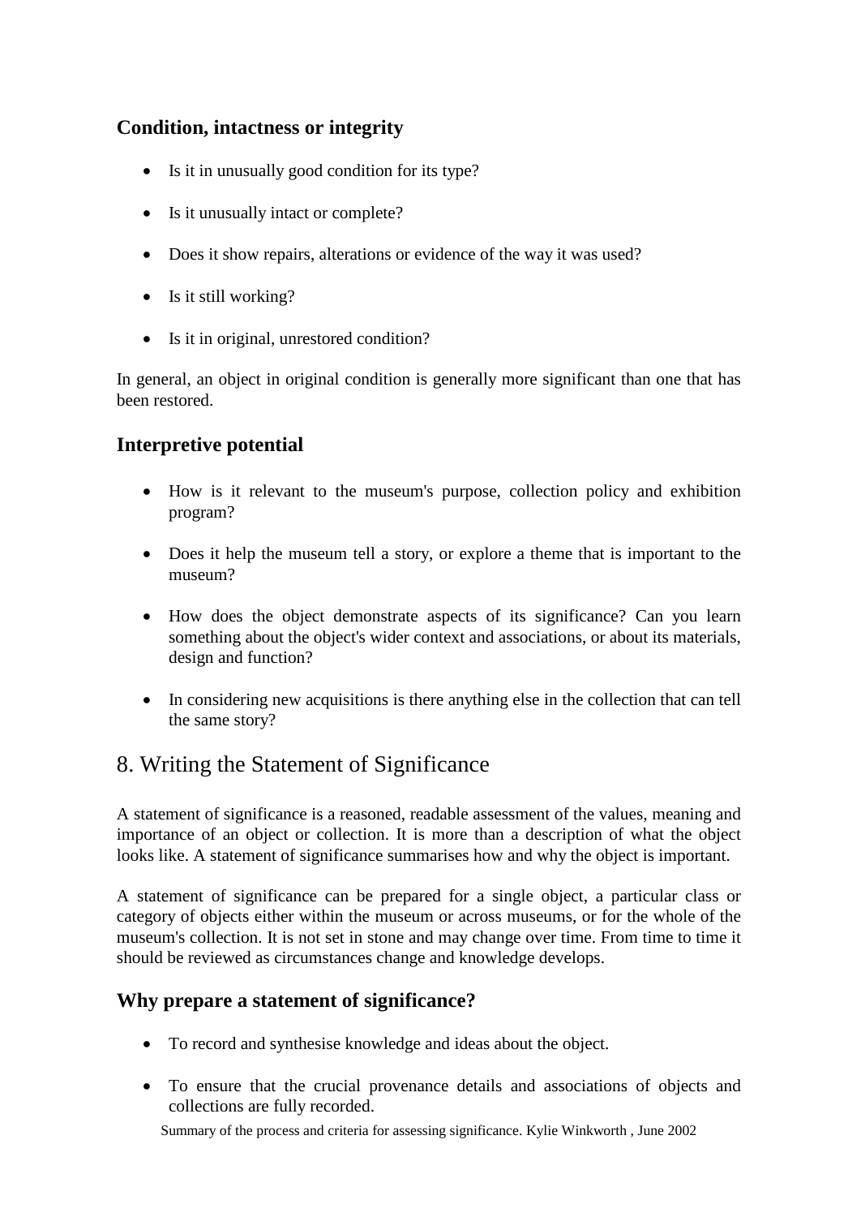### Condition, intactness or integrity

- Is it in unusually good condition for its type?
- Is it unusually intact or complete?
- Does it show repairs, alterations or evidence of the way it was used?
- Is it still working?
- Is it in original, unrestored condition?

In general, an object in original condition is generally more significant than one that has been restored.

### Interpretive potential

- How is it relevant to the museum's purpose, collection policy and exhibition program?
- Does it help the museum tell a story, or explore a theme that is important to the museum?
- How does the object demonstrate aspects of its significance? Can you learn something about the object's wider context and associations, or about its materials, design and function?
- In considering new acquisitions is there anything else in the collection that can tell the same story?

## 8. Writing the Statement of Significance

A statement of significance is a reasoned, readable assessment of the values, meaning and importance of an object or collection. It is more than a description of what the object looks like. A statement of significance summarises how and why the object is important.

A statement of significance can be prepared for a single object, a particular class or category of objects either within the museum or across museums, or for the whole of the museum's collection. It is not set in stone and may change over time. From time to time it should be reviewed as circumstances change and knowledge develops.

### Why prepare a statement of significance?

- To record and synthesise knowledge and ideas about the object.
- To ensure that the crucial provenance details and associations of objects and collections are fully recorded.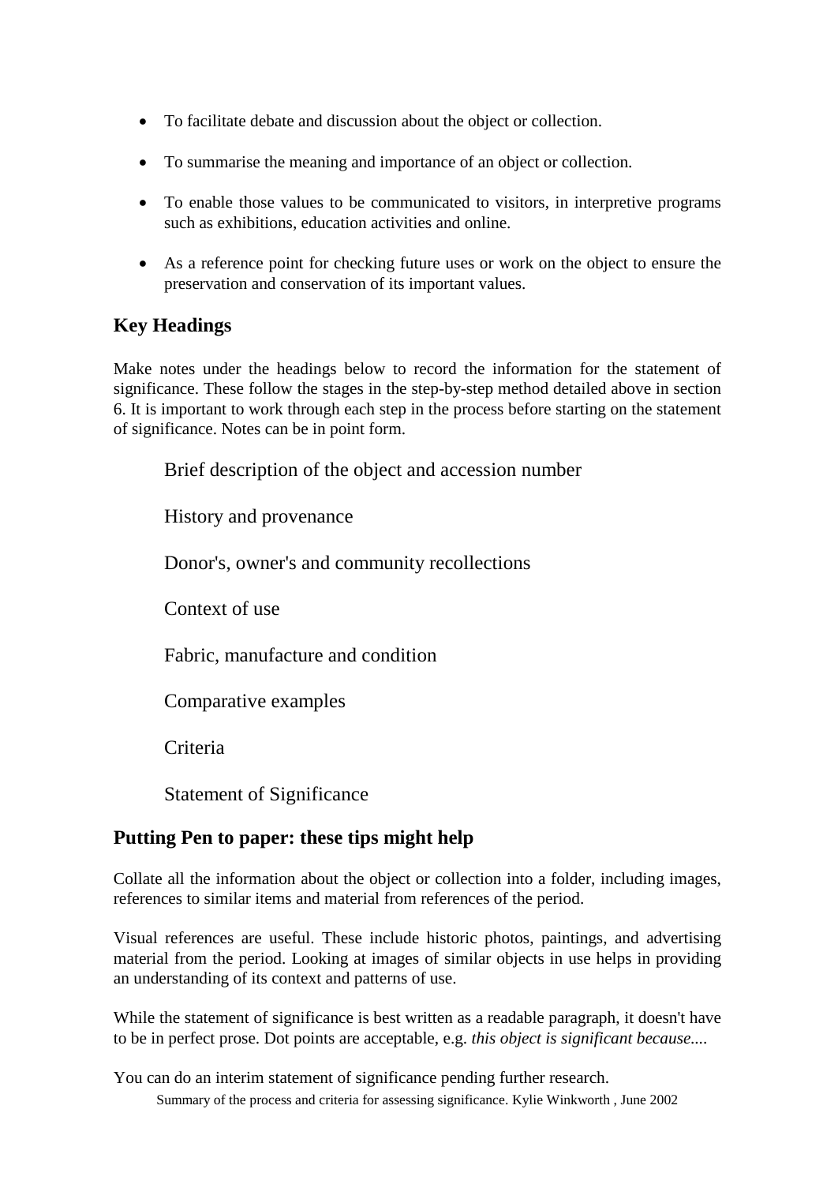- To facilitate debate and discussion about the object or collection.
- To summarise the meaning and importance of an object or collection.
- To enable those values to be communicated to visitors, in interpretive programs such as exhibitions, education activities and online.
- As a reference point for checking future uses or work on the object to ensure the preservation and conservation of its important values.

## Key Headings

Make notes under the headings below to record the information for the statement of significance. These follow the stages in the step-by-step method detailed above in section 6. It is important to work through each step in the process before starting on the statement of significance. Notes can be in point form.

Brief description of the object and accession number

History and provenance

Donor's, owner's and community recollections

Context of use

Fabric, manufacture and condition

Comparative examples

Criteria

Statement of Significance

## Putting Pen to paper: these tips might help

Collate all the information about the object or collection into a folder, including images, references to similar items and material from references of the period.

Visual references are useful. These include historic photos, paintings, and advertising material from the period. Looking at images of similar objects in use helps in providing an understanding of its context and patterns of use.

While the statement of significance is best written as a readable paragraph, it doesn't have to be in perfect prose. Dot points are acceptable, e.g. *this object is significant because....*

You can do an interim statement of significance pending further research.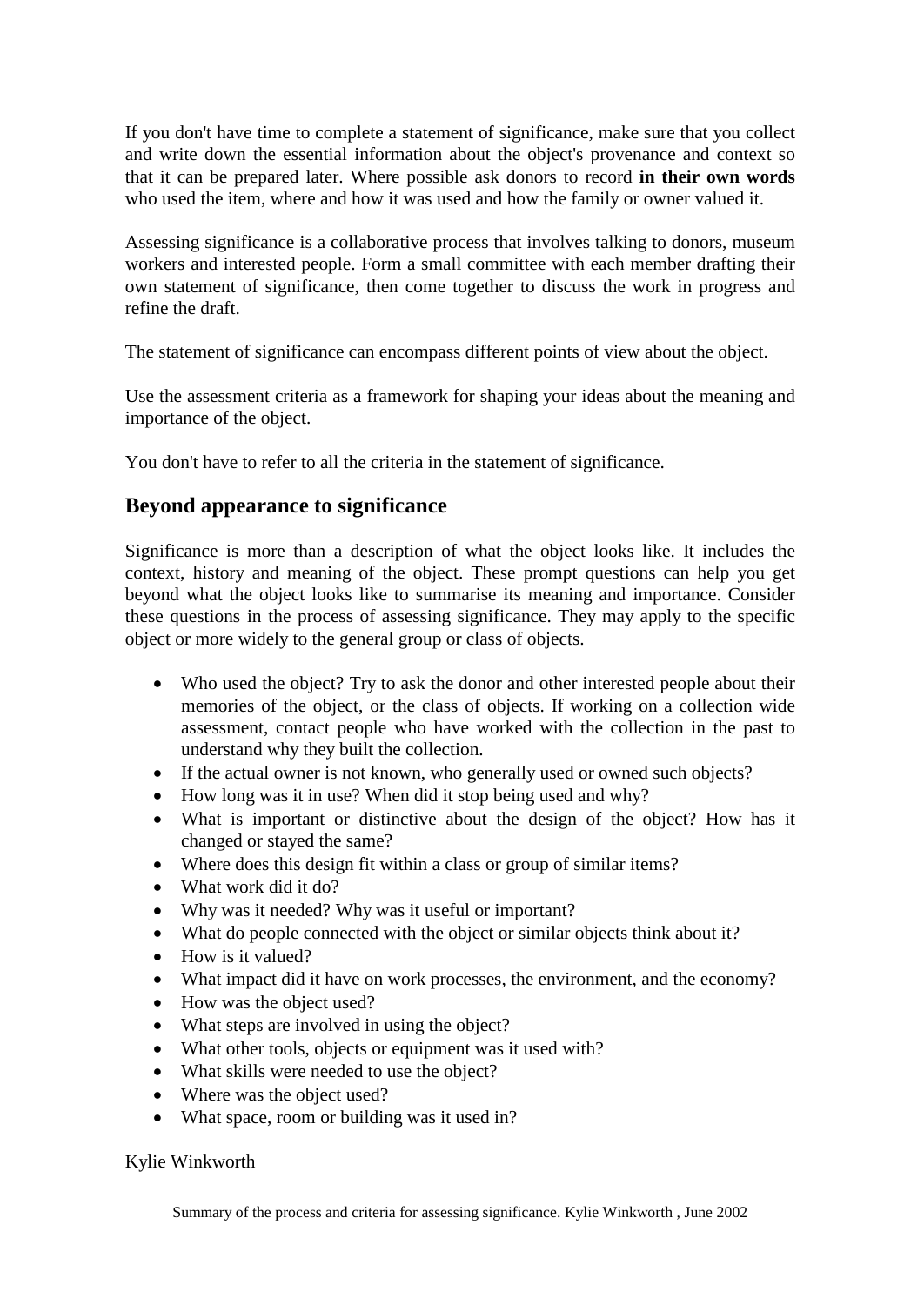If you don't have time to complete a statement of significance, make sure that you collect and write down the essential information about the object's provenance and context so that it can be prepared later. Where possible ask donors to record **in their own words** who used the item, where and how it was used and how the family or owner valued it.

Assessing significance is a collaborative process that involves talking to donors, museum workers and interested people. Form a small committee with each member drafting their own statement of significance, then come together to discuss the work in progress and refine the draft.

The statement of significance can encompass different points of view about the object.

Use the assessment criteria as a framework for shaping your ideas about the meaning and importance of the object.

You don't have to refer to all the criteria in the statement of significance.

## Beyond appearance to significance

Significance is more than a description of what the object looks like. It includes the context, history and meaning of the object. These prompt questions can help you get beyond what the object looks like to summarise its meaning and importance. Consider these questions in the process of assessing significance. They may apply to the specific object or more widely to the general group or class of objects.

- Who used the object? Try to ask the donor and other interested people about their memories of the object, or the class of objects. If working on a collection wide assessment, contact people who have worked with the collection in the past to understand why they built the collection.
- If the actual owner is not known, who generally used or owned such objects?
- How long was it in use? When did it stop being used and why?
- What is important or distinctive about the design of the object? How has it changed or stayed the same?
- Where does this design fit within a class or group of similar items?
- What work did it do?
- Why was it needed? Why was it useful or important?
- What do people connected with the object or similar objects think about it?
- How is it valued?
- What impact did it have on work processes, the environment, and the economy?
- How was the object used?
- What steps are involved in using the object?
- What other tools, objects or equipment was it used with?
- What skills were needed to use the object?
- Where was the object used?
- What space, room or building was it used in?

Kylie Winkworth